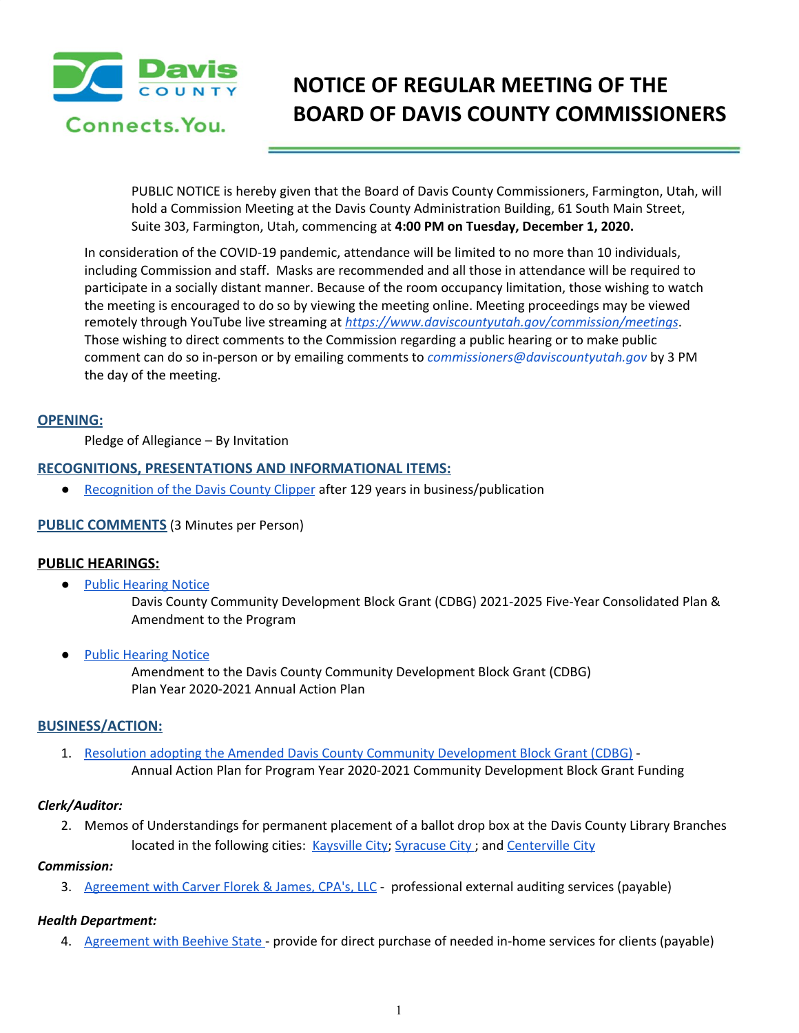# NOTICE OF REGULAR MEETING OF THE BOARD OF DAVIS COUNTY COMMISSIONERS

PUBLIC NOTICE is hereby given that the Board of Davis County Commissioners, Farmington, Utah, will hold a Commission Meeting at the Davis County Administration Building, 61 South Main Street, Suite 303, Farmington, Utah, commencing at **4:00 PM on Tuesday, December 1, 2020.**

In consideration of the COVID-19 pandemic, attendance will be limited to no more than 10 individuals, including Commission and staff. Masks are recommended and all those in attendance will be required to participate in a socially distant manner. Because of the room occupancy limitation, those wishing to watch the meeting is encouraged to do so by viewing the meeting online. Meeting proceedings may be viewed remotely through YouTube live streaming at *https://www.daviscountyutah.gov/commission/meetings*. Those wishing to direct comments to the Commission regarding a public hearing or to make public comment can do so in-person or by emailing comments to *commissioners@daviscountyutah.gov* by 3 PM the day of the meeting.

## OPENING:

Pledge of Allegiance – By Invitation

## RECOGNITIONS, PRESENTATIONS AND INFORMATIONAL ITEMS:

- Recognition of the Davis County Clipper after 129 years in business/publication

## PUBLIC COMMENTS (3 Minutes per Person)

## PUBLIC HEARINGS:

- Public Hearing Notice
  Davis County Community Development Block Grant (CDBG) 2021-2025 Five-Year Consolidated Plan & Amendment to the Program

- Public Hearing Notice
  Amendment to the Davis County Community Development Block Grant (CDBG) Plan Year 2020-2021 Annual Action Plan

## BUSINESS/ACTION:

1. Resolution adopting the Amended Davis County Community Development Block Grant (CDBG) - Annual Action Plan for Program Year 2020-2021 Community Development Block Grant Funding

***Clerk/Auditor:***

2. Memos of Understandings for permanent placement of a ballot drop box at the Davis County Library Branches located in the following cities: Kaysville City; Syracuse City; and Centerville City

***Commission:***

3. Agreement with Carver Florek & James, CPA's, LLC - professional external auditing services (payable)

***Health Department:***

4. Agreement with Beehive State - provide for direct purchase of needed in-home services for clients (payable)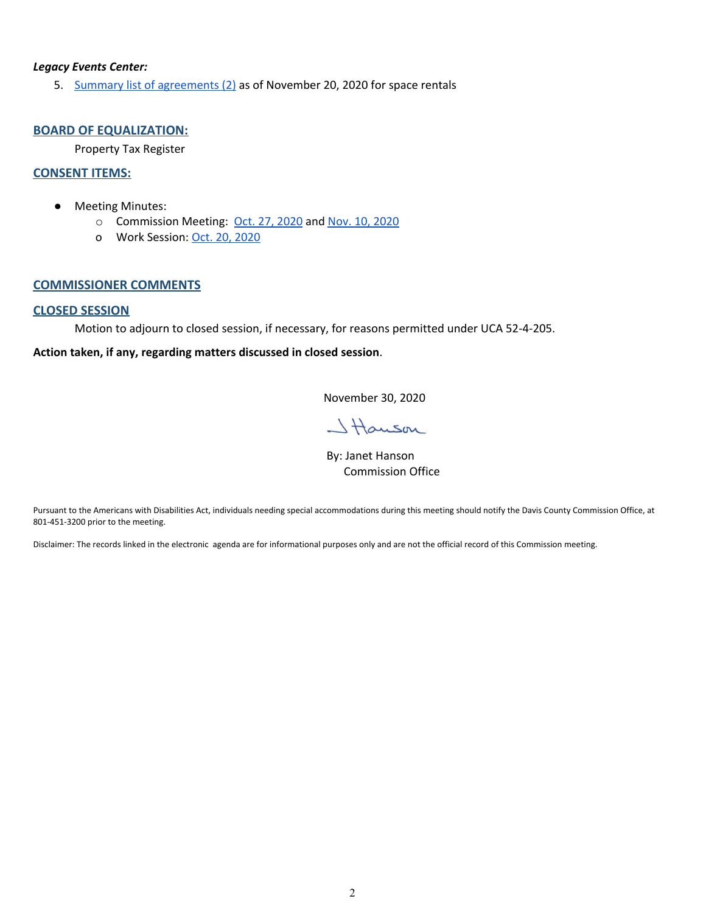***Legacy Events Center:***

5. Summary list of agreements (2) as of November 20, 2020 for space rentals

## BOARD OF EQUALIZATION:

Property Tax Register

## CONSENT ITEMS:

- Meeting Minutes:
  - Commission Meeting: Oct. 27, 2020 and Nov. 10, 2020
  - Work Session: Oct. 20, 2020

## COMMISSIONER COMMENTS

## CLOSED SESSION

Motion to adjourn to closed session, if necessary, for reasons permitted under UCA 52-4-205.

**Action taken, if any, regarding matters discussed in closed session**.

November 30, 2020

J Hanson

By: Janet Hanson
Commission Office

Pursuant to the Americans with Disabilities Act, individuals needing special accommodations during this meeting should notify the Davis County Commission Office, at 801-451-3200 prior to the meeting.

Disclaimer: The records linked in the electronic agenda are for informational purposes only and are not the official record of this Commission meeting.